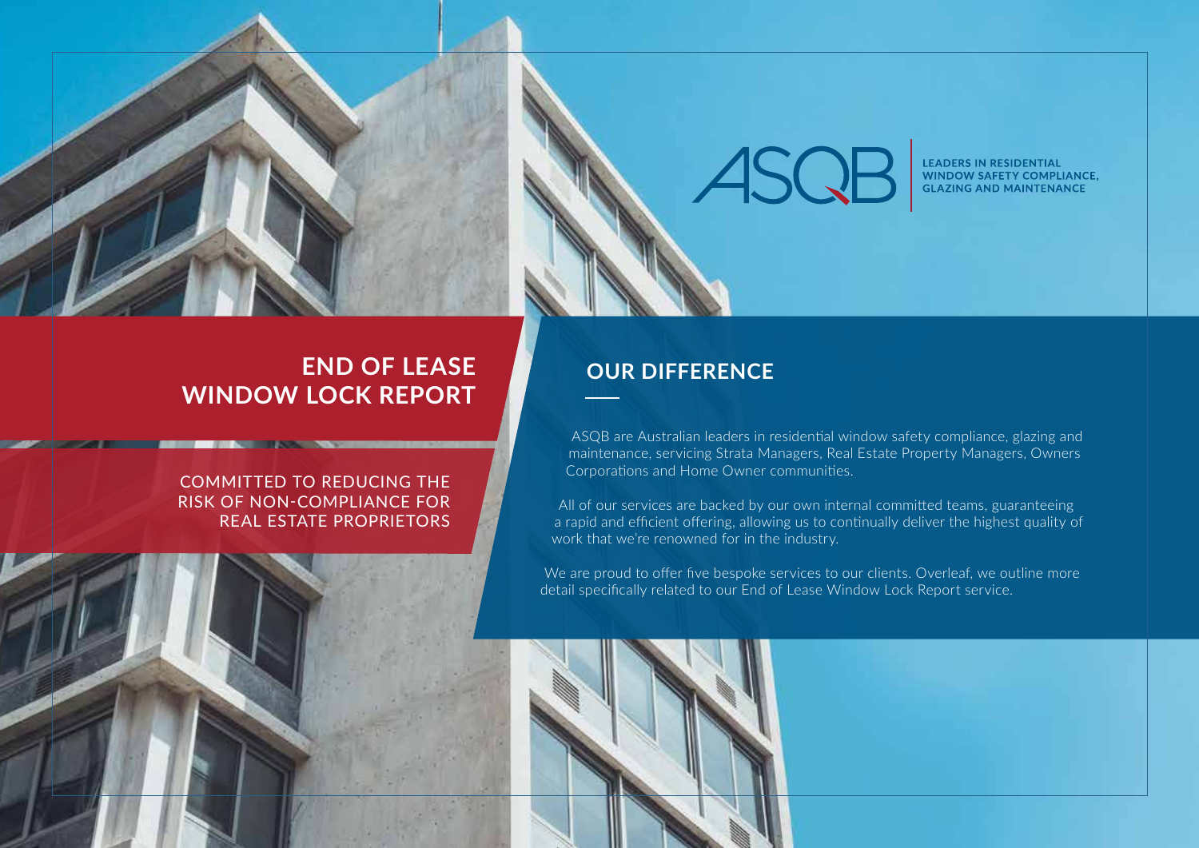ASQB

LEADERS IN RESIDENTIAL WINDOW SAFETY COMPLIANCE, GLAZING AND MAINTENANCE

# END OF LEASE WINDOW LOCK REPORT

COMMITTED TO REDUCING THE RISK OF NON-COMPLIANCE FOR REAL ESTATE PROPRIETORS

## OUR DIFFERENCE

ASQB are Australian leaders in residential window safety compliance, glazing and maintenance, servicing Strata Managers, Real Estate Property Managers, Owners Corporations and Home Owner communities.

All of our services are backed by our own internal committed teams, guaranteeing a rapid and efficient offering, allowing us to continually deliver the highest quality of work that we're renowned for in the industry.

We are proud to offer five bespoke services to our clients. Overleaf, we outline more detail specifically related to our End of Lease Window Lock Report service.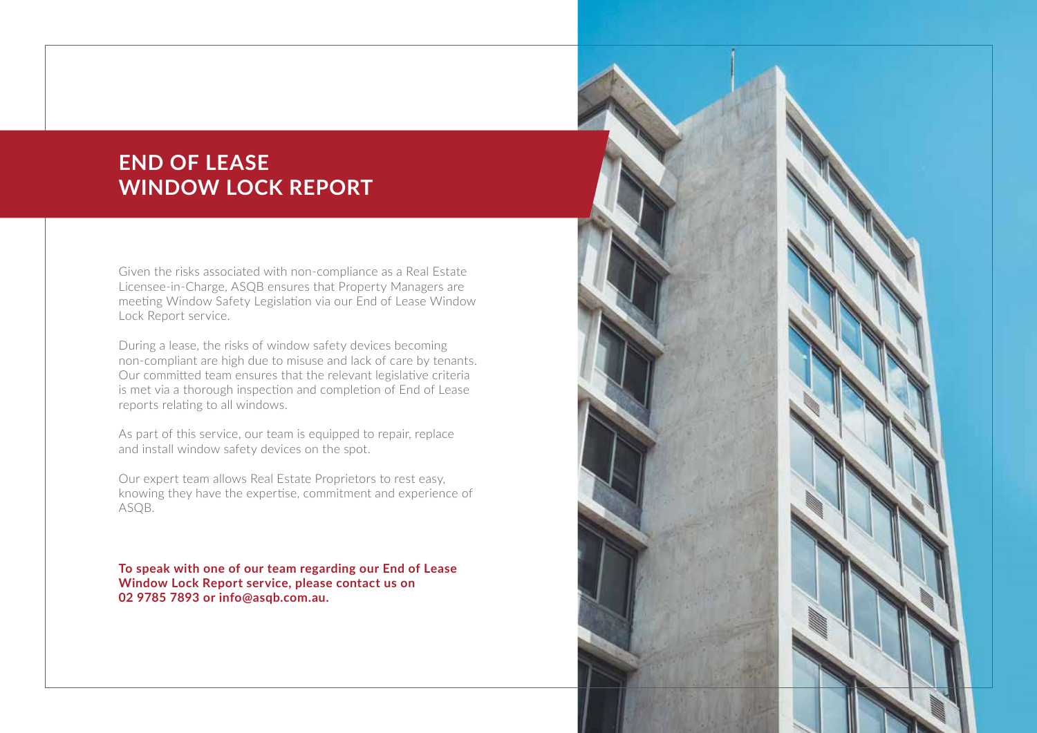# END OF LEASE WINDOW LOCK REPORT

Given the risks associated with non-compliance as a Real Estate Licensee-in-Charge, ASQB ensures that Property Managers are meeting Window Safety Legislation via our End of Lease Window Lock Report service.

During a lease, the risks of window safety devices becoming non-compliant are high due to misuse and lack of care by tenants. Our committed team ensures that the relevant legislative criteria is met via a thorough inspection and completion of End of Lease reports relating to all windows.

As part of this service, our team is equipped to repair, replace and install window safety devices on the spot.

Our expert team allows Real Estate Proprietors to rest easy, knowing they have the expertise, commitment and experience of ASQB.

**To speak with one of our team regarding our End of Lease Window Lock Report service, please contact us on 02 9785 7893 or info@asqb.com.au.**